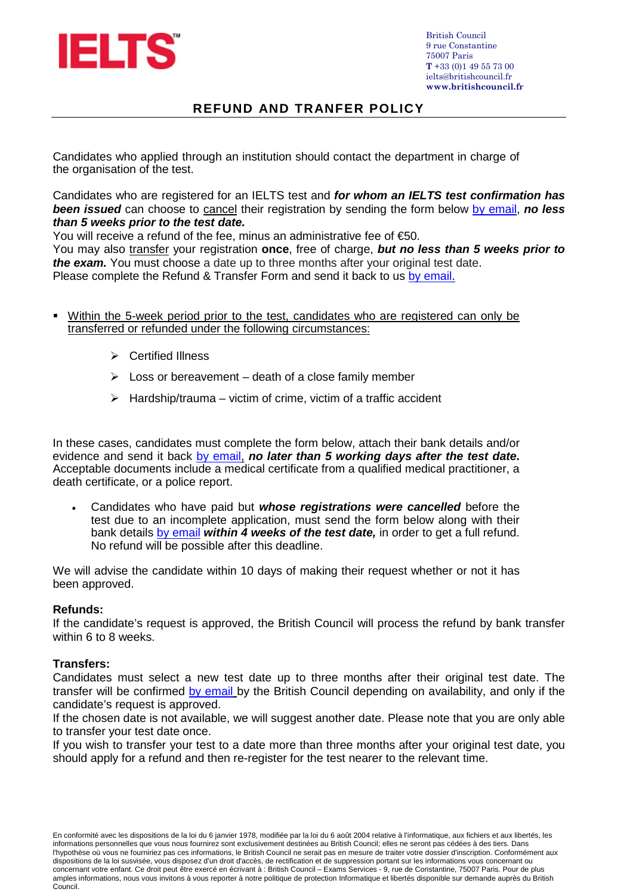IELTS™

British Council
9 rue Constantine
75007 Paris
**T** +33 (0)1 49 55 73 00
ielts@britishcouncil.fr
**www.britishcouncil.fr**

# REFUND AND TRANFER POLICY

Candidates who applied through an institution should contact the department in charge of the organisation of the test.

Candidates who are registered for an IELTS test and ***for whom an IELTS test confirmation has been issued*** can choose to cancel their registration by sending the form below by email, ***no less than 5 weeks prior to the test date.***
You will receive a refund of the fee, minus an administrative fee of €50.
You may also transfer your registration **once**, free of charge, ***but no less than 5 weeks prior to the exam.*** You must choose a date up to three months after your original test date.
Please complete the Refund & Transfer Form and send it back to us by email.

- Within the 5-week period prior to the test, candidates who are registered can only be transferred or refunded under the following circumstances:
  - Certified Illness
  - Loss or bereavement – death of a close family member
  - Hardship/trauma – victim of crime, victim of a traffic accident

In these cases, candidates must complete the form below, attach their bank details and/or evidence and send it back by email, ***no later than 5 working days after the test date.*** Acceptable documents include a medical certificate from a qualified medical practitioner, a death certificate, or a police report.

- Candidates who have paid but ***whose registrations were cancelled*** before the test due to an incomplete application, must send the form below along with their bank details by email ***within 4 weeks of the test date,*** in order to get a full refund. No refund will be possible after this deadline.

We will advise the candidate within 10 days of making their request whether or not it has been approved.

**Refunds:**
If the candidate's request is approved, the British Council will process the refund by bank transfer within 6 to 8 weeks.

**Transfers:**
Candidates must select a new test date up to three months after their original test date. The transfer will be confirmed by email by the British Council depending on availability, and only if the candidate's request is approved.
If the chosen date is not available, we will suggest another date. Please note that you are only able to transfer your test date once.
If you wish to transfer your test to a date more than three months after your original test date, you should apply for a refund and then re-register for the test nearer to the relevant time.

En conformité avec les dispositions de la loi du 6 janvier 1978, modifiée par la loi du 6 août 2004 relative à l'informatique, aux fichiers et aux libertés, les informations personnelles que vous nous fournirez sont exclusivement destinées au British Council; elles ne seront pas cédées à des tiers. Dans l'hypothèse où vous ne fourniriez pas ces informations, le British Council ne serait pas en mesure de traiter votre dossier d'inscription. Conformément aux dispositions de la loi susvisée, vous disposez d'un droit d'accès, de rectification et de suppression portant sur les informations vous concernant ou concernant votre enfant. Ce droit peut être exercé en écrivant à : British Council – Exams Services - 9, rue de Constantine, 75007 Paris. Pour de plus amples informations, nous vous invitons à vous reporter à notre politique de protection Informatique et libertés disponible sur demande auprès du British Council.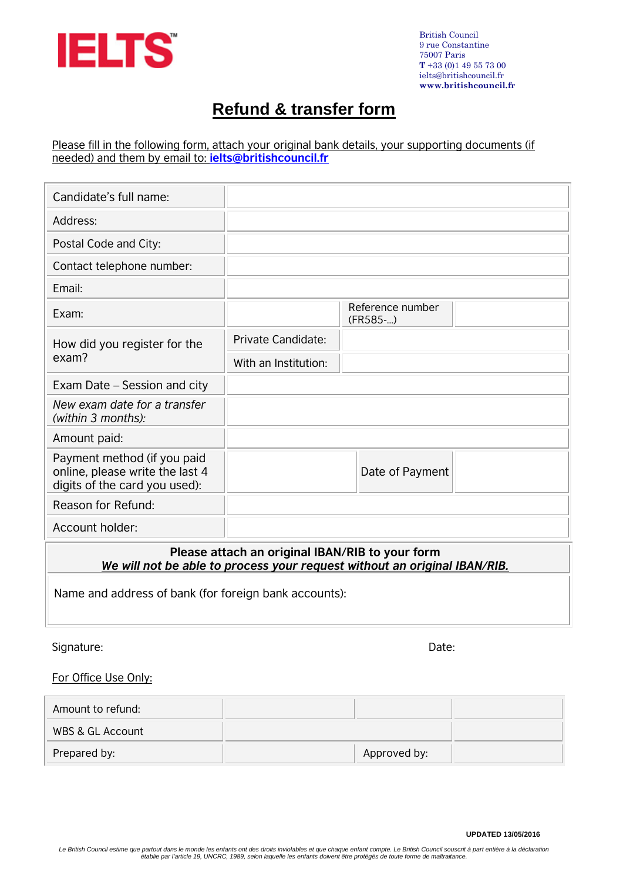IELTS™

British Council
9 rue Constantine
75007 Paris
**T** +33 (0)1 49 55 73 00
ielts@britishcouncil.fr
**www.britishcouncil.fr**

# Refund & transfer form

Please fill in the following form, attach your original bank details, your supporting documents (if needed) and them by email to: **ielts@britishcouncil.fr**

| | | | |
|---|---|---|---|
| Candidate's full name: | | | |
| Address: | | | |
| Postal Code and City: | | | |
| Contact telephone number: | | | |
| Email: | | | |
| Exam: | | Reference number (FR585-...) | |
| How did you register for the exam? | Private Candidate: | | |
| | With an Institution: | | |
| Exam Date – Session and city | | | |
| *New exam date for a transfer (within 3 months):* | | | |
| Amount paid: | | | |
| Payment method (if you paid online, please write the last 4 digits of the card you used): | | Date of Payment | |
| Reason for Refund: | | | |
| Account holder: | | | |

**Please attach an original IBAN/RIB to your form**
***We will not be able to process your request without an original IBAN/RIB.***

Name and address of bank (for foreign bank accounts):

Signature: Date:

For Office Use Only:

| | | | |
|---|---|---|---|
| Amount to refund: | | | |
| WBS & GL Account | | | |
| Prepared by: | | Approved by: | |

**UPDATED 13/05/2016**

*Le British Council estime que partout dans le monde les enfants ont des droits inviolables et que chaque enfant compte. Le British Council souscrit à part entière à la déclaration établie par l'article 19, UNCRC, 1989, selon laquelle les enfants doivent être protégés de toute forme de maltraitance.*